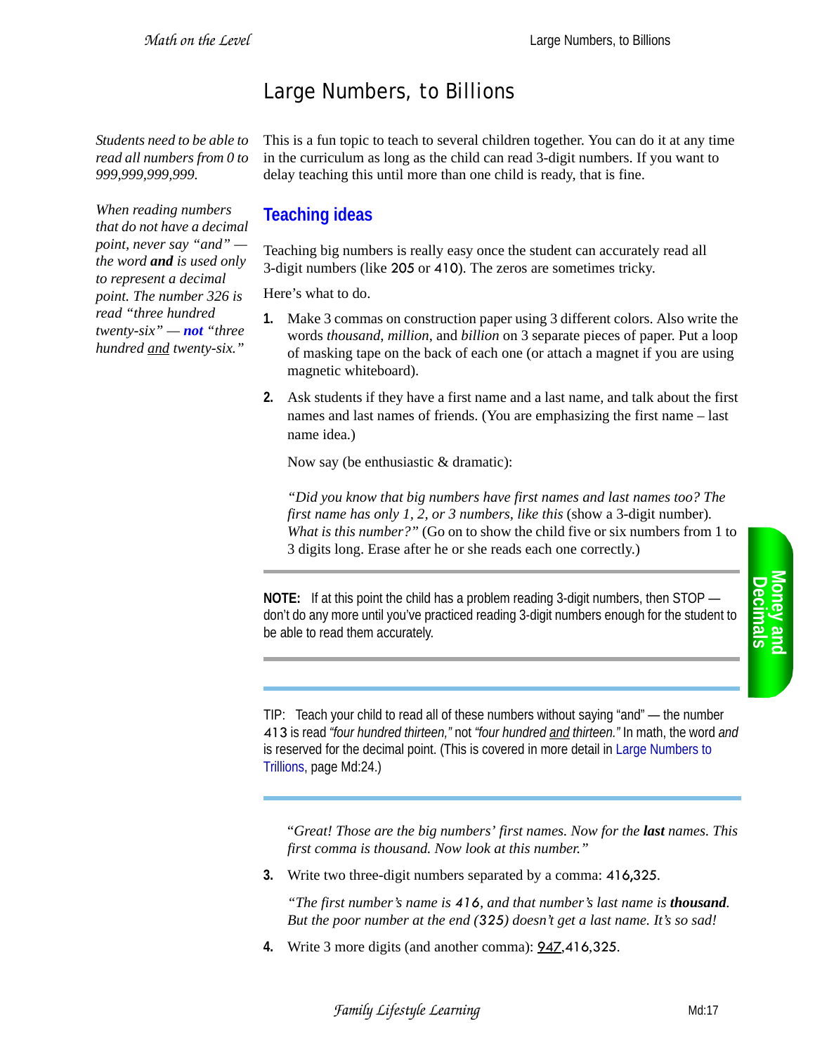# Large Numbers, to Billions

*Students need to be able to read all numbers from 0 to 999,999,999,999.*

*When reading numbers that do not have a decimal point, never say "and" — the word **and** is used only to represent a decimal point. The number 326 is read "three hundred twenty-six" — **not** "three hundred and twenty-six."*

This is a fun topic to teach to several children together. You can do it at any time in the curriculum as long as the child can read 3-digit numbers. If you want to delay teaching this until more than one child is ready, that is fine.

## Teaching ideas

Teaching big numbers is really easy once the student can accurately read all 3-digit numbers (like 205 or 410). The zeros are sometimes tricky.

Here's what to do.

1. Make 3 commas on construction paper using 3 different colors. Also write the words *thousand*, *million*, and *billion* on 3 separate pieces of paper. Put a loop of masking tape on the back of each one (or attach a magnet if you are using magnetic whiteboard).

2. Ask students if they have a first name and a last name, and talk about the first names and last names of friends. (You are emphasizing the first name – last name idea.)

   Now say (be enthusiastic & dramatic):

   *"Did you know that big numbers have first names and last names too? The first name has only 1, 2, or 3 numbers, like this* (show a 3-digit number). *What is this number?"* (Go on to show the child five or six numbers from 1 to 3 digits long. Erase after he or she reads each one correctly.)

---

**NOTE:** If at this point the child has a problem reading 3-digit numbers, then STOP — don't do any more until you've practiced reading 3-digit numbers enough for the student to be able to read them accurately.

---

TIP: Teach your child to read all of these numbers without saying "and" — the number 413 is read *"four hundred thirteen,"* not *"four hundred and thirteen."* In math, the word *and* is reserved for the decimal point. (This is covered in more detail in Large Numbers to Trillions, page Md:24.)

---

   "*Great! Those are the big numbers' first names. Now for the **last** names. This first comma is thousand. Now look at this number."*

3. Write two three-digit numbers separated by a comma: 416,325.

   *"The first number's name is 416, and that number's last name is **thousand**. But the poor number at the end (325) doesn't get a last name. It's so sad!*

4. Write 3 more digits (and another comma): 947,416,325.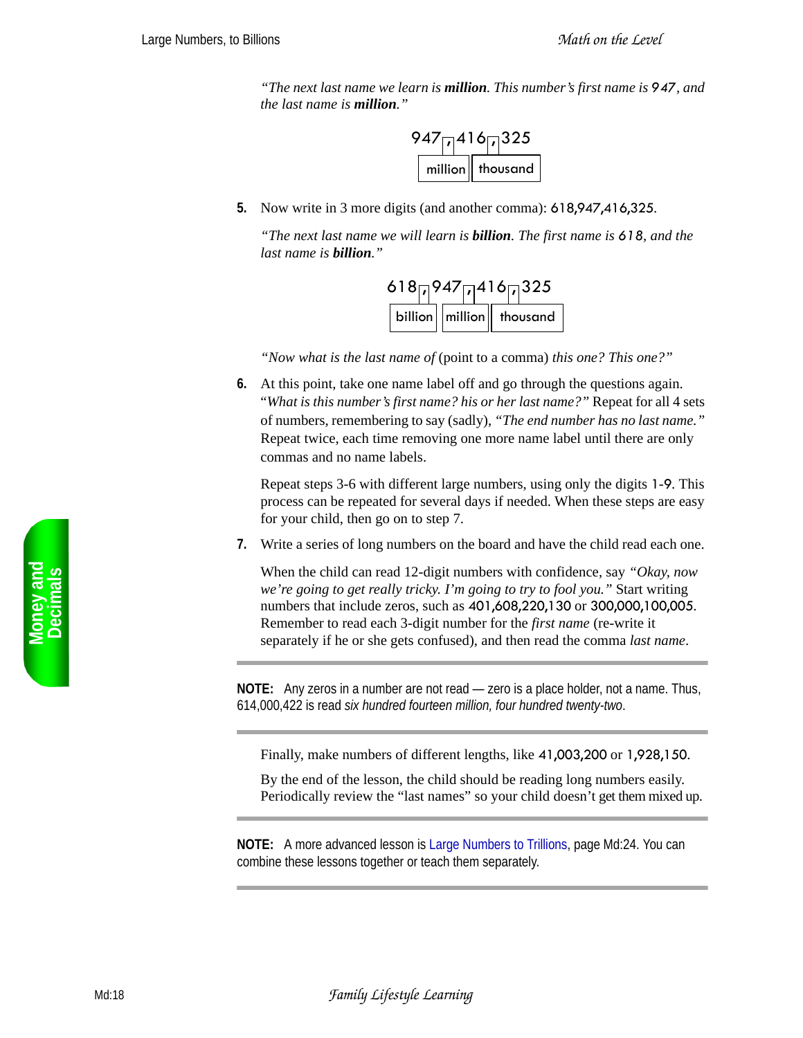*"The next last name we learn is **million**. This number's first name is 947, and the last name is **million**."*

| | |
|---|---|
| 947, | 416, 325 |
| million | thousand |

5. Now write in 3 more digits (and another comma): 618,947,416,325.

   *"The next last name we will learn is **billion**. The first name is 618, and the last name is **billion**."*

| | | |
|---|---|---|
| 618, | 947, | 416, 325 |
| billion | million | thousand |

   *"Now what is the last name of* (point to a comma) *this one? This one?"*

6. At this point, take one name label off and go through the questions again. "*What is this number's first name? his or her last name?"* Repeat for all 4 sets of numbers, remembering to say (sadly), *"The end number has no last name."* Repeat twice, each time removing one more name label until there are only commas and no name labels.

   Repeat steps 3-6 with different large numbers, using only the digits 1-9. This process can be repeated for several days if needed. When these steps are easy for your child, then go on to step 7.

7. Write a series of long numbers on the board and have the child read each one.

   When the child can read 12-digit numbers with confidence, say *"Okay, now we're going to get really tricky. I'm going to try to fool you."* Start writing numbers that include zeros, such as 401,608,220,130 or 300,000,100,005. Remember to read each 3-digit number for the *first name* (re-write it separately if he or she gets confused), and then read the comma *last name*.

---

**NOTE:** Any zeros in a number are not read — zero is a place holder, not a name. Thus, 614,000,422 is read *six hundred fourteen million, four hundred twenty-two*.

---

Finally, make numbers of different lengths, like 41,003,200 or 1,928,150.

By the end of the lesson, the child should be reading long numbers easily. Periodically review the "last names" so your child doesn't get them mixed up.

---

**NOTE:** A more advanced lesson is Large Numbers to Trillions, page Md:24. You can combine these lessons together or teach them separately.

---